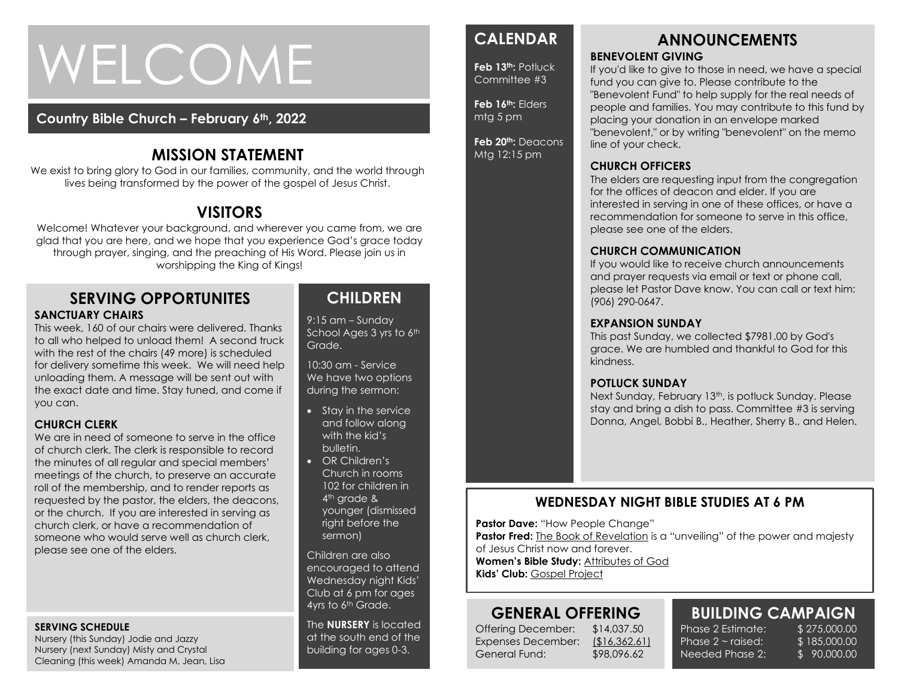# WELCOME

**Country Bible Church – February 6th, 2022**

## MISSION STATEMENT

We exist to bring glory to God in our families, community, and the world through lives being transformed by the power of the gospel of Jesus Christ.

## VISITORS

Welcome! Whatever your background, and wherever you came from, we are glad that you are here, and we hope that you experience God's grace today through prayer, singing, and the preaching of His Word. Please join us in worshipping the King of Kings!

## SERVING OPPORTUNITES

### SANCTUARY CHAIRS

This week, 160 of our chairs were delivered. Thanks to all who helped to unload them! A second truck with the rest of the chairs (49 more) is scheduled for delivery sometime this week. We will need help unloading them. A message will be sent out with the exact date and time. Stay tuned, and come if you can.

### CHURCH CLERK

We are in need of someone to serve in the office of church clerk. The clerk is responsible to record the minutes of all regular and special members' meetings of the church, to preserve an accurate roll of the membership, and to render reports as requested by the pastor, the elders, the deacons, or the church. If you are interested in serving as church clerk, or have a recommendation of someone who would serve well as church clerk, please see one of the elders.

### SERVING SCHEDULE

Nursery (this Sunday) Jodie and Jazzy
Nursery (next Sunday) Misty and Crystal
Cleaning (this week) Amanda M, Jean, Lisa

## CHILDREN

9:15 am – Sunday School Ages 3 yrs to 6th Grade.

10:30 am - Service
We have two options during the sermon:

- Stay in the service and follow along with the kid's bulletin.
- OR Children's Church in rooms 102 for children in 4th grade & younger (dismissed right before the sermon)

Children are also encouraged to attend Wednesday night Kids' Club at 6 pm for ages 4yrs to 6th Grade.

The **NURSERY** is located at the south end of the building for ages 0-3.

## CALENDAR

**Feb 13th:** Potluck Committee #3

**Feb 16th:** Elders mtg 5 pm

**Feb 20th:** Deacons Mtg 12:15 pm

## ANNOUNCEMENTS

### BENEVOLENT GIVING

If you'd like to give to those in need, we have a special fund you can give to. Please contribute to the "Benevolent Fund" to help supply for the real needs of people and families. You may contribute to this fund by placing your donation in an envelope marked "benevolent," or by writing "benevolent" on the memo line of your check.

### CHURCH OFFICERS

The elders are requesting input from the congregation for the offices of deacon and elder. If you are interested in serving in one of these offices, or have a recommendation for someone to serve in this office, please see one of the elders.

### CHURCH COMMUNICATION

If you would like to receive church announcements and prayer requests via email or text or phone call, please let Pastor Dave know. You can call or text him: (906) 290-0647.

### EXPANSION SUNDAY

This past Sunday, we collected $7981.00 by God's grace. We are humbled and thankful to God for this kindness.

### POTLUCK SUNDAY

Next Sunday, February 13th, is potluck Sunday. Please stay and bring a dish to pass. Committee #3 is serving Donna, Angel, Bobbi B., Heather, Sherry B., and Helen.

## WEDNESDAY NIGHT BIBLE STUDIES AT 6 PM

**Pastor Dave:** "How People Change"
**Pastor Fred:** The Book of Revelation is a "unveiling" of the power and majesty of Jesus Christ now and forever.
**Women's Bible Study:** Attributes of God
**Kids' Club:** Gospel Project

## GENERAL OFFERING

| | |
|---|---|
| Offering December: | $14,037.50 |
| Expenses December: | ($16,362.61) |
| General Fund: | $98,096.62 |

## BUILDING CAMPAIGN

| | |
|---|---|
| Phase 2 Estimate: | $ 275,000.00 |
| Phase 2 ~ raised: | $ 185,000.00 |
| Needed Phase 2: | $ 90,000.00 |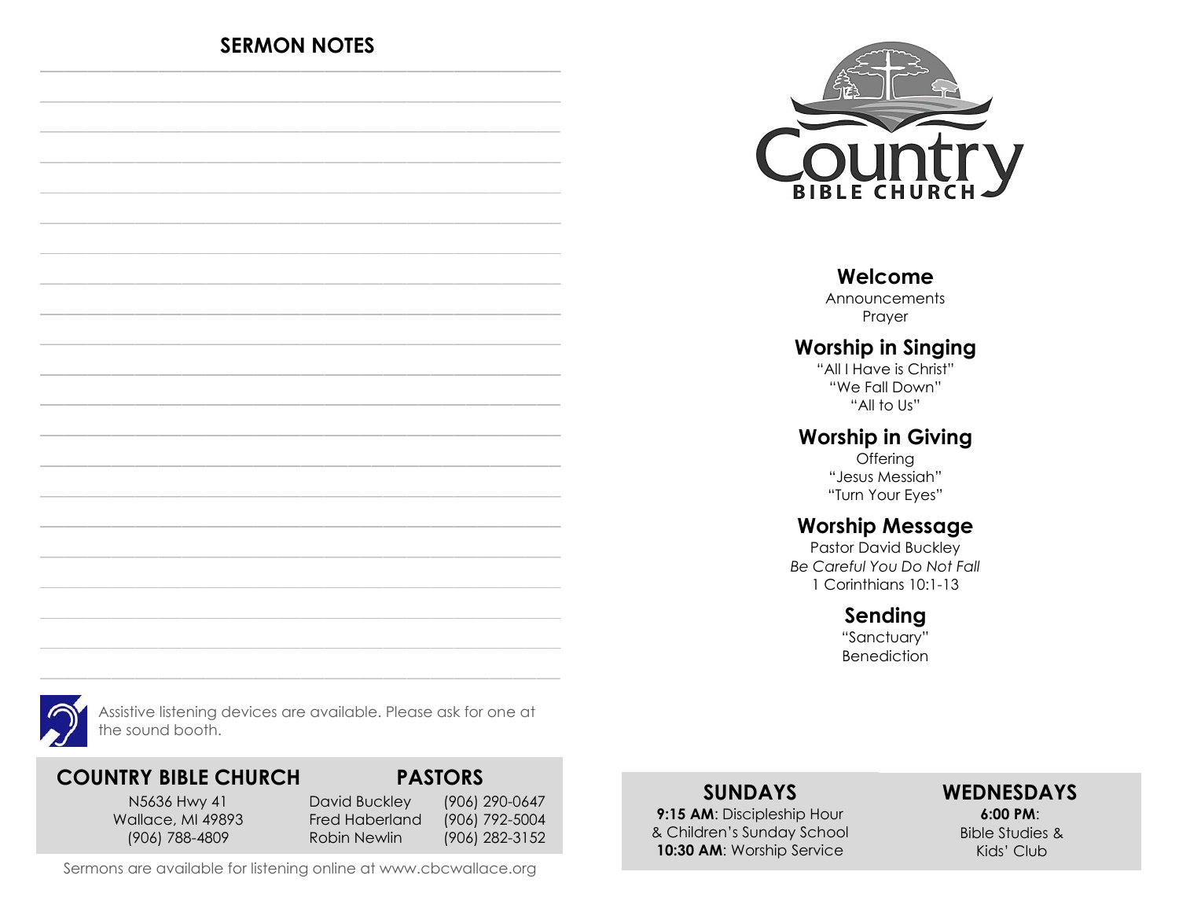## SERMON NOTES

Assistive listening devices are available. Please ask for one at the sound booth.

### COUNTRY BIBLE CHURCH

N5636 Hwy 41
Wallace, MI 49893
(906) 788-4809

### PASTORS

| | |
|---|---|
| David Buckley | (906) 290-0647 |
| Fred Haberland | (906) 792-5004 |
| Robin Newlin | (906) 282-3152 |

Sermons are available for listening online at www.cbcwallace.org

# Country BIBLE CHURCH

## Welcome

Announcements
Prayer

## Worship in Singing

"All I Have is Christ"
"We Fall Down"
"All to Us"

## Worship in Giving

Offering
"Jesus Messiah"
"Turn Your Eyes"

## Worship Message

Pastor David Buckley
*Be Careful You Do Not Fall*
1 Corinthians 10:1-13

## Sending

"Sanctuary"
Benediction

### SUNDAYS

**9:15 AM**: Discipleship Hour & Children's Sunday School
**10:30 AM**: Worship Service

### WEDNESDAYS

**6:00 PM**: Bible Studies & Kids' Club